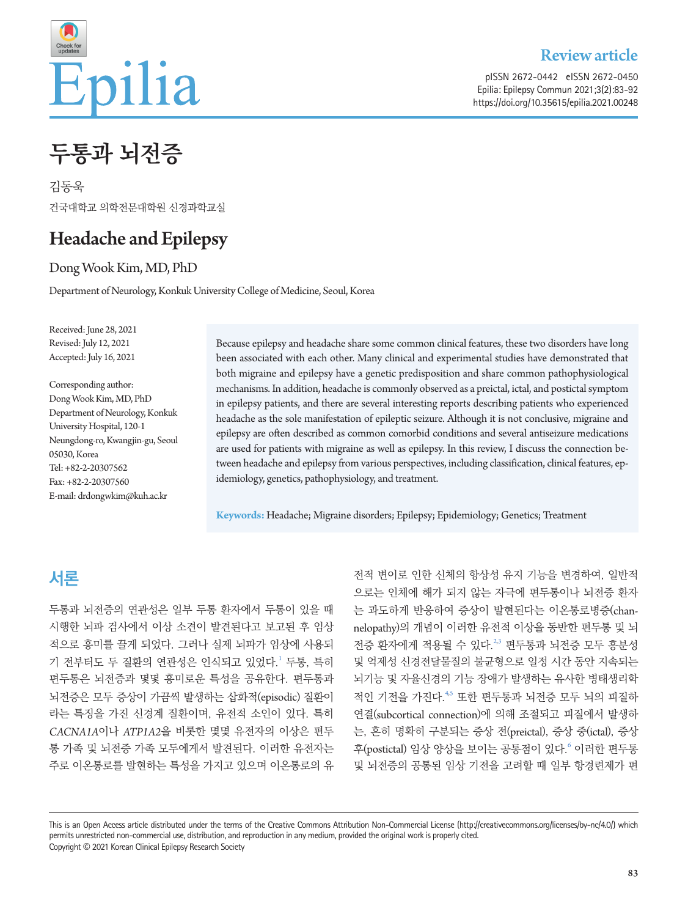Review article

# 두통과 뇌전증

김동욱

건국대학교 의학전문대학원 신경과학교실

# Headache and Epilepsy

Dong Wook Kim, MD, PhD

Department of Neurology, Konkuk University College of Medicine, Seoul, Korea

Received: June 28, 2021
Revised: July 12, 2021
Accepted: July 16, 2021

Corresponding author:
Dong Wook Kim, MD, PhD
Department of Neurology, Konkuk University Hospital, 120-1 Neungdong-ro, Kwangjin-gu, Seoul 05030, Korea
Tel: +82-2-20307562
Fax: +82-2-20307560
E-mail: drdongwkim@kuh.ac.kr

Because epilepsy and headache share some common clinical features, these two disorders have long been associated with each other. Many clinical and experimental studies have demonstrated that both migraine and epilepsy have a genetic predisposition and share common pathophysiological mechanisms. In addition, headache is commonly observed as a preictal, ictal, and postictal symptom in epilepsy patients, and there are several interesting reports describing patients who experienced headache as the sole manifestation of epileptic seizure. Although it is not conclusive, migraine and epilepsy are often described as common comorbid conditions and several antiseizure medications are used for patients with migraine as well as epilepsy. In this review, I discuss the connection between headache and epilepsy from various perspectives, including classification, clinical features, epidemiology, genetics, pathophysiology, and treatment.

**Keywords:** Headache; Migraine disorders; Epilepsy; Epidemiology; Genetics; Treatment

## 서론

두통과 뇌전증의 연관성은 일부 두통 환자에서 두통이 있을 때 시행한 뇌파 검사에서 이상 소견이 발견된다고 보고된 후 임상적으로 흥미를 끌게 되었다. 그러나 실제 뇌파가 임상에 사용되기 전부터도 두 질환의 연관성은 인식되고 있었다.[1] 두통, 특히 편두통은 뇌전증과 몇몇 흥미로운 특성을 공유한다. 편두통과 뇌전증은 모두 증상이 가끔씩 발생하는 삽화적(episodic) 질환이라는 특징을 가진 신경계 질환이며, 유전적 소인이 있다. 특히 *CACNA1A*이나 *ATP1A2*을 비롯한 몇몇 유전자의 이상은 편두통 가족 및 뇌전증 가족 모두에게서 발견된다. 이러한 유전자는 주로 이온통로를 발현하는 특성을 가지고 있으며 이온통로의 유전적 변이로 인한 신체의 항상성 유지 기능을 변경하여, 일반적으로는 인체에 해가 되지 않는 자극에 편두통이나 뇌전증 환자는 과도하게 반응하여 증상이 발현된다는 이온통로병증(channelopathy)의 개념이 이러한 유전적 이상을 동반한 편두통 및 뇌전증 환자에게 적용될 수 있다.[2,3] 편두통과 뇌전증 모두 흥분성 및 억제성 신경전달물질의 불균형으로 일정 시간 동안 지속되는 뇌기능 및 자율신경의 기능 장애가 발생하는 유사한 병태생리학적인 기전을 가진다.[4,5] 또한 편두통과 뇌전증 모두 뇌의 피질하 연결(subcortical connection)에 의해 조절되고 피질에서 발생하는, 흔히 명확히 구분되는 증상 전(preictal), 증상 중(ictal), 증상 후(postictal) 임상 양상을 보이는 공통점이 있다.[6] 이러한 편두통 및 뇌전증의 공통된 임상 기전을 고려할 때 일부 항경련제가 편

This is an Open Access article distributed under the terms of the Creative Commons Attribution Non-Commercial License (http://creativecommons.org/licenses/by-nc/4.0/) which permits unrestricted non-commercial use, distribution, and reproduction in any medium, provided the original work is properly cited.
Copyright © 2021 Korean Clinical Epilepsy Research Society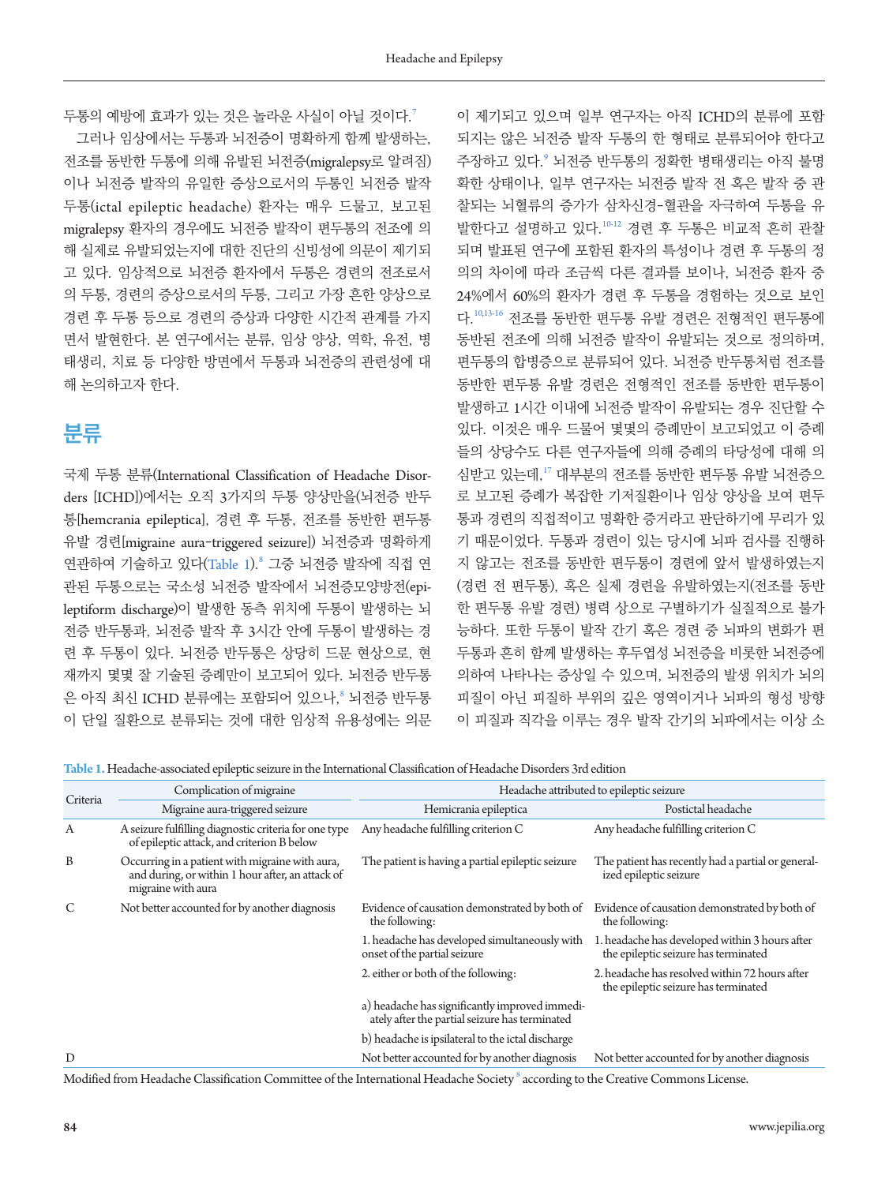두통의 예방에 효과가 있는 것은 놀라운 사실이 아닐 것이다.[7]

그러나 임상에서는 두통과 뇌전증이 명확하게 함께 발생하는, 전조를 동반한 두통에 의해 유발된 뇌전증(migralepsy로 알려짐)이나 뇌전증 발작의 유일한 증상으로서의 두통인 뇌전증 발작 두통(ictal epileptic headache) 환자는 매우 드물고, 보고된 migralepsy 환자의 경우에도 뇌전증 발작이 편두통의 전조에 의해 실제로 유발되었는지에 대한 진단의 신빙성에 의문이 제기되고 있다. 임상적으로 뇌전증 환자에서 두통은 경련의 전조로서의 두통, 경련의 증상으로서의 두통, 그리고 가장 흔한 양상으로 경련 후 두통 등으로 경련의 증상과 다양한 시간적 관계를 가지면서 발현한다. 본 연구에서는 분류, 임상 양상, 역학, 유전, 병태생리, 치료 등 다양한 방면에서 두통과 뇌전증의 관련성에 대해 논의하고자 한다.

## 분류

국제 두통 분류(International Classification of Headache Disorders [ICHD])에서는 오직 3가지의 두통 양상만을(뇌전증 반두통[hemcrania epileptica], 경련 후 두통, 전조를 동반한 편두통 유발 경련[migraine aura-triggered seizure]) 뇌전증과 명확하게 연관하여 기술하고 있다(Table 1).[8] 그중 뇌전증 발작에 직접 연관된 두통으로는 국소성 뇌전증 발작에서 뇌전증모양방전(epileptiform discharge)이 발생한 동측 위치에 두통이 발생하는 뇌전증 반두통과, 뇌전증 발작 후 3시간 안에 두통이 발생하는 경련 후 두통이 있다. 뇌전증 반두통은 상당히 드문 현상으로, 현재까지 몇몇 잘 기술된 증례만이 보고되어 있다. 뇌전증 반두통은 아직 최신 ICHD 분류에는 포함되어 있으나,[8] 뇌전증 반두통이 단일 질환으로 분류되는 것에 대한 임상적 유용성에는 의문이 제기되고 있으며 일부 연구자는 아직 ICHD의 분류에 포함되지는 않은 뇌전증 발작 두통의 한 형태로 분류되어야 한다고 주장하고 있다.[9] 뇌전증 반두통의 정확한 병태생리는 아직 불명확한 상태이나, 일부 연구자는 뇌전증 발작 전 혹은 발작 중 관찰되는 뇌혈류의 증가가 삼차신경-혈관을 자극하여 두통을 유발한다고 설명하고 있다.[10-12] 경련 후 두통은 비교적 흔히 관찰되며 발표된 연구에 포함된 환자의 특성이나 경련 후 두통의 정의의 차이에 따라 조금씩 다른 결과를 보이나, 뇌전증 환자 중 24%에서 60%의 환자가 경련 후 두통을 경험하는 것으로 보인다.[10,13-16] 전조를 동반한 편두통 유발 경련은 전형적인 편두통에 동반된 전조에 의해 뇌전증 발작이 유발되는 것으로 정의하며, 편두통의 합병증으로 분류되어 있다. 뇌전증 반두통처럼 전조를 동반한 편두통 유발 경련은 전형적인 전조를 동반한 편두통이 발생하고 1시간 이내에 뇌전증 발작이 유발되는 경우 진단할 수 있다. 이것은 매우 드물어 몇몇의 증례만이 보고되었고 이 증례들의 상당수도 다른 연구자들에 의해 증례의 타당성에 대해 의심받고 있는데,[17] 대부분의 전조를 동반한 편두통 유발 뇌전증으로 보고된 증례가 복잡한 기저질환이나 임상 양상을 보여 편두통과 경련의 직접적이고 명확한 증거라고 판단하기에 무리가 있기 때문이었다. 두통과 경련이 있는 당시에 뇌파 검사를 진행하지 않고는 전조를 동반한 편두통이 경련에 앞서 발생하였는지(경련 전 편두통), 혹은 실제 경련을 유발하였는지(전조를 동반한 편두통 유발 경련) 병력 상으로 구별하기가 실질적으로 불가능하다. 또한 두통이 발작 간기 혹은 경련 중 뇌파의 변화가 편두통과 흔히 함께 발생하는 후두엽성 뇌전증을 비롯한 뇌전증에 의하여 나타나는 증상일 수 있으며, 뇌전증의 발생 위치가 뇌의 피질이 아닌 피질하 부위의 깊은 영역이거나 뇌파의 형성 방향이 피질과 직각을 이루는 경우 발작 간기의 뇌파에서는 이상 소

**Table 1.** Headache-associated epileptic seizure in the International Classification of Headache Disorders 3rd edition

| Criteria | Complication of migraine | Headache attributed to epileptic seizure | |
|---|---|---|---|
| | Migraine aura-triggered seizure | Hemicrania epileptica | Postictal headache |
| A | A seizure fulfilling diagnostic criteria for one type of epileptic attack, and criterion B below | Any headache fulfilling criterion C | Any headache fulfilling criterion C |
| B | Occurring in a patient with migraine with aura, and during, or within 1 hour after, an attack of migraine with aura | The patient is having a partial epileptic seizure | The patient has recently had a partial or generalized epileptic seizure |
| C | Not better accounted for by another diagnosis | Evidence of causation demonstrated by both of the following: | Evidence of causation demonstrated by both of the following: |
| | | 1. headache has developed simultaneously with onset of the partial seizure | 1. headache has developed within 3 hours after the epileptic seizure has terminated |
| | | 2. either or both of the following: | 2. headache has resolved within 72 hours after the epileptic seizure has terminated |
| | | a) headache has significantly improved immediately after the partial seizure has terminated | |
| | | b) headache is ipsilateral to the ictal discharge | |
| D | | Not better accounted for by another diagnosis | Not better accounted for by another diagnosis |

Modified from Headache Classification Committee of the International Headache Society[8] according to the Creative Commons License.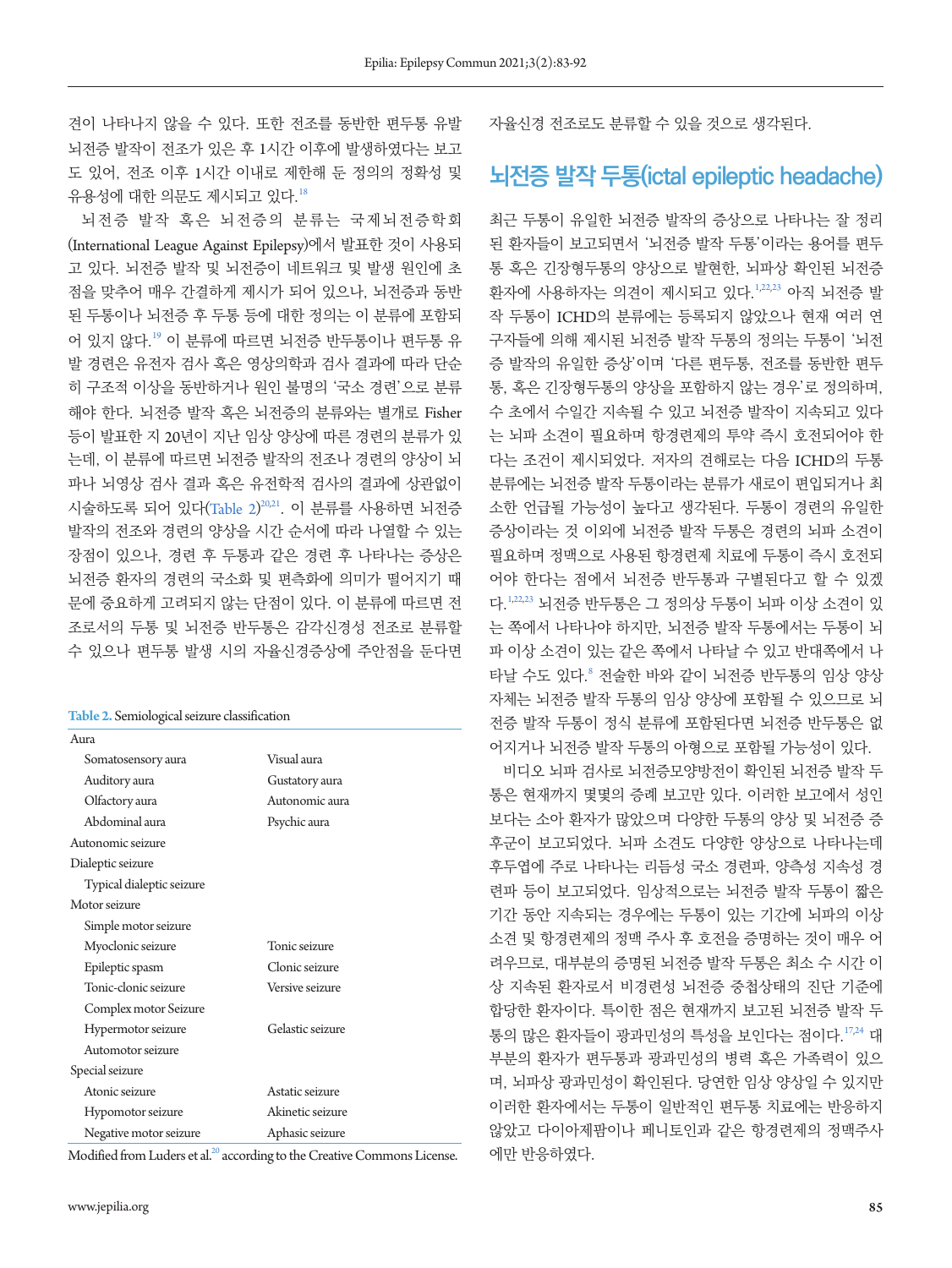견이 나타나지 않을 수 있다. 또한 전조를 동반한 편두통 유발 뇌전증 발작이 전조가 있은 후 1시간 이후에 발생하였다는 보고도 있어, 전조 이후 1시간 이내로 제한해 둔 정의의 정확성 및 유용성에 대한 의문도 제시되고 있다.[18]

뇌전증 발작 혹은 뇌전증의 분류는 국제뇌전증학회(International League Against Epilepsy)에서 발표한 것이 사용되고 있다. 뇌전증 발작 및 뇌전증이 네트워크 및 발생 원인에 초점을 맞추어 매우 간결하게 제시가 되어 있으나, 뇌전증과 동반된 두통이나 뇌전증 후 두통 등에 대한 정의는 이 분류에 포함되어 있지 않다.[19] 이 분류에 따르면 뇌전증 반두통이나 편두통 유발 경련은 유전자 검사 혹은 영상의학과 검사 결과에 따라 단순히 구조적 이상을 동반하거나 원인 불명의 '국소 경련'으로 분류해야 한다. 뇌전증 발작 혹은 뇌전증의 분류와는 별개로 Fisher 등이 발표한 지 20년이 지난 임상 양상에 따른 경련의 분류가 있는데, 이 분류에 따르면 뇌전증 발작의 전조나 경련의 양상이 뇌파나 뇌영상 검사 결과 혹은 유전학적 검사의 결과에 상관없이 시술하도록 되어 있다(Table 2)[20,21]. 이 분류를 사용하면 뇌전증 발작의 전조와 경련의 양상을 시간 순서에 따라 나열할 수 있는 장점이 있으나, 경련 후 두통과 같은 경련 후 나타나는 증상은 뇌전증 환자의 경련의 국소화 및 편측화에 의미가 떨어지기 때문에 중요하게 고려되지 않는 단점이 있다. 이 분류에 따르면 전조로서의 두통 및 뇌전증 반두통은 감각신경성 전조로 분류할 수 있으나 편두통 발생 시의 자율신경증상에 주안점을 둔다면 자율신경 전조로도 분류할 수 있을 것으로 생각된다.

**Table 2.** Semiological seizure classification

| | |
|---|---|
| Aura | |
| Somatosensory aura | Visual aura |
| Auditory aura | Gustatory aura |
| Olfactory aura | Autonomic aura |
| Abdominal aura | Psychic aura |
| Autonomic seizure | |
| Dialeptic seizure | |
| Typical dialeptic seizure | |
| Motor seizure | |
| Simple motor seizure | |
| Myoclonic seizure | Tonic seizure |
| Epileptic spasm | Clonic seizure |
| Tonic-clonic seizure | Versive seizure |
| Complex motor Seizure | |
| Hypermotor seizure | Gelastic seizure |
| Automotor seizure | |
| Special seizure | |
| Atonic seizure | Astatic seizure |
| Hypomotor seizure | Akinetic seizure |
| Negative motor seizure | Aphasic seizure |

Modified from Luders et al.[20] according to the Creative Commons License.

## 뇌전증 발작 두통(ictal epileptic headache)

최근 두통이 유일한 뇌전증 발작의 증상으로 나타나는 잘 정리된 환자들이 보고되면서 '뇌전증 발작 두통'이라는 용어를 편두통 혹은 긴장형두통의 양상으로 발현한, 뇌파상 확인된 뇌전증 환자에 사용하자는 의견이 제시되고 있다.[1,22,23] 아직 뇌전증 발작 두통이 ICHD의 분류에는 등록되지 않았으나 현재 여러 연구자들에 의해 제시된 뇌전증 발작 두통의 정의는 두통이 '뇌전증 발작의 유일한 증상'이며 '다른 편두통, 전조를 동반한 편두통, 혹은 긴장형두통의 양상을 포함하지 않는 경우'로 정의하며, 수 초에서 수일간 지속될 수 있고 뇌전증 발작이 지속되고 있다는 뇌파 소견이 필요하며 항경련제의 투약 즉시 호전되어야 한다는 조건이 제시되었다. 저자의 견해로는 다음 ICHD의 두통 분류에는 뇌전증 발작 두통이라는 분류가 새로이 편입되거나 최소한 언급될 가능성이 높다고 생각된다. 두통이 경련의 유일한 증상이라는 것 이외에 뇌전증 발작 두통은 경련의 뇌파 소견이 필요하며 정맥으로 사용된 항경련제 치료에 두통이 즉시 호전되어야 한다는 점에서 뇌전증 반두통과 구별된다고 할 수 있겠다.[1,22,23] 뇌전증 반두통은 그 정의상 두통이 뇌파 이상 소견이 있는 쪽에서 나타나야 하지만, 뇌전증 발작 두통에서는 두통이 뇌파 이상 소견이 있는 같은 쪽에서 나타날 수 있고 반대쪽에서 나타날 수도 있다.[8] 전술한 바와 같이 뇌전증 반두통의 임상 양상 자체는 뇌전증 발작 두통의 임상 양상에 포함될 수 있으므로 뇌전증 발작 두통이 정식 분류에 포함된다면 뇌전증 반두통은 없어지거나 뇌전증 발작 두통의 아형으로 포함될 가능성이 있다.

비디오 뇌파 검사로 뇌전증모양방전이 확인된 뇌전증 발작 두통은 현재까지 몇몇의 증례 보고만 있다. 이러한 보고에서 성인보다는 소아 환자가 많았으며 다양한 두통의 양상 및 뇌전증 증후군이 보고되었다. 뇌파 소견도 다양한 양상으로 나타나는데 후두엽에 주로 나타나는 리듬성 국소 경련파, 양측성 지속성 경련파 등이 보고되었다. 임상적으로는 뇌전증 발작 두통이 짧은 기간 동안 지속되는 경우에는 두통이 있는 기간에 뇌파의 이상 소견 및 항경련제의 정맥 주사 후 호전을 증명하는 것이 매우 어려우므로, 대부분의 증명된 뇌전증 발작 두통은 최소 수 시간 이상 지속된 환자로서 비경련성 뇌전증 중첩상태의 진단 기준에 합당한 환자이다. 특이한 점은 현재까지 보고된 뇌전증 발작 두통의 많은 환자들이 광과민성의 특성을 보인다는 점이다.[17,24] 대부분의 환자가 편두통과 광과민성의 병력 혹은 가족력이 있으며, 뇌파상 광과민성이 확인된다. 당연한 임상 양상일 수 있지만 이러한 환자에서는 두통이 일반적인 편두통 치료에는 반응하지 않았고 다이아제팜이나 페니토인과 같은 항경련제의 정맥주사에만 반응하였다.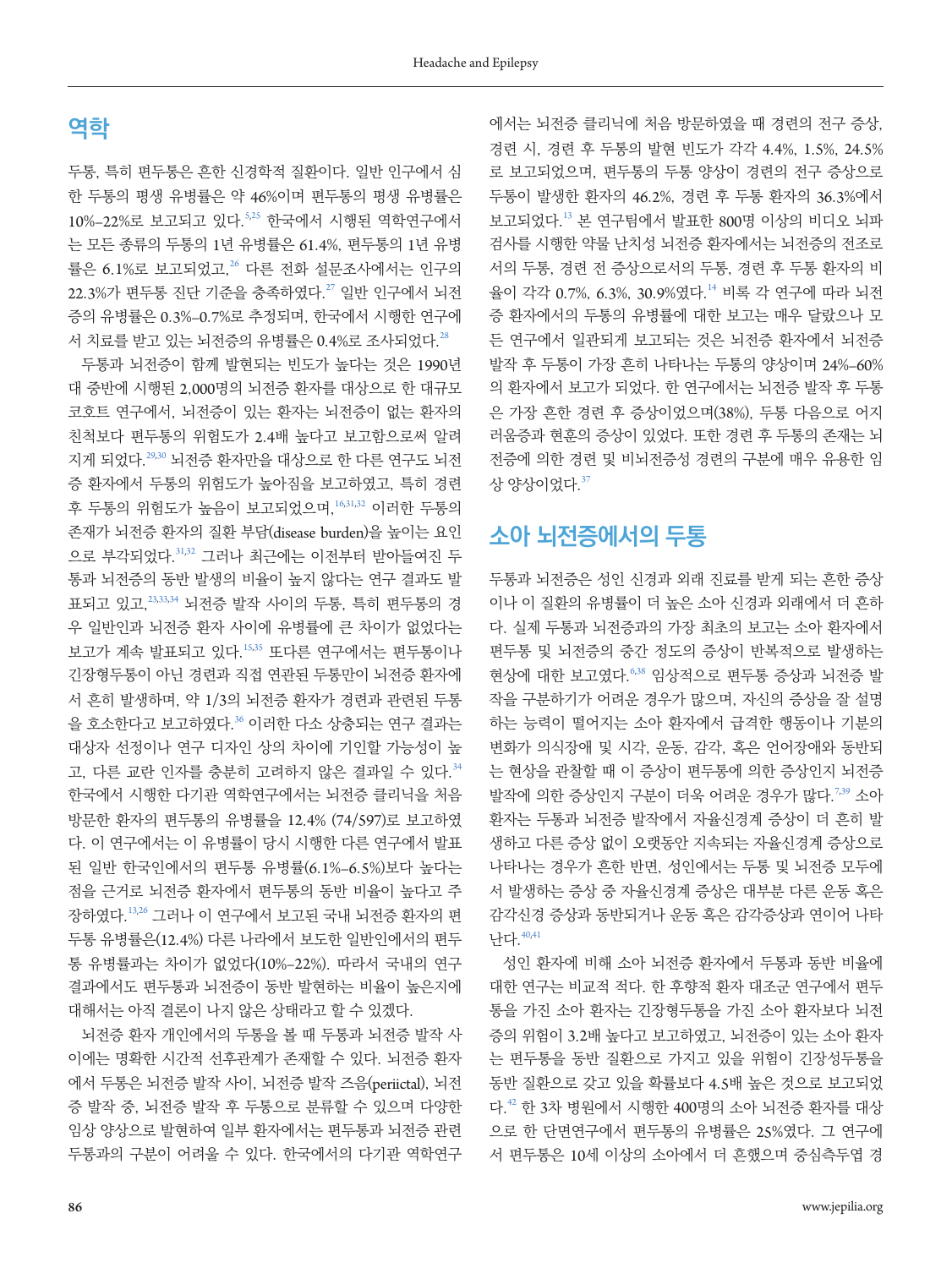## 역학

두통, 특히 편두통은 흔한 신경학적 질환이다. 일반 인구에서 심한 두통의 평생 유병률은 약 46%이며 편두통의 평생 유병률은 10%–22%로 보고되고 있다.[5,25] 한국에서 시행된 역학연구에서는 모든 종류의 두통의 1년 유병률은 61.4%, 편두통의 1년 유병률은 6.1%로 보고되었고,[26] 다른 전화 설문조사에서는 인구의 22.3%가 편두통 진단 기준을 충족하였다.[27] 일반 인구에서 뇌전증의 유병률은 0.3%–0.7%로 추정되며, 한국에서 시행한 연구에서 치료를 받고 있는 뇌전증의 유병률은 0.4%로 조사되었다.[28]

두통과 뇌전증이 함께 발현되는 빈도가 높다는 것은 1990년대 중반에 시행된 2,000명의 뇌전증 환자를 대상으로 한 대규모 코호트 연구에서, 뇌전증이 있는 환자는 뇌전증이 없는 환자의 친척보다 편두통의 위험도가 2.4배 높다고 보고함으로써 알려지게 되었다.[29,30] 뇌전증 환자만을 대상으로 한 다른 연구도 뇌전증 환자에서 두통의 위험도가 높아짐을 보고하였고, 특히 경련 후 두통의 위험도가 높음이 보고되었으며,[16,31,32] 이러한 두통의 존재가 뇌전증 환자의 질환 부담(disease burden)을 높이는 요인으로 부각되었다.[31,32] 그러나 최근에는 이전부터 받아들여진 두통과 뇌전증의 동반 발생의 비율이 높지 않다는 연구 결과도 발표되고 있고,[23,33,34] 뇌전증 발작 사이의 두통, 특히 편두통의 경우 일반인과 뇌전증 환자 사이에 유병률에 큰 차이가 없었다는 보고가 계속 발표되고 있다.[15,35] 또다른 연구에서는 편두통이나 긴장형두통이 아닌 경련과 직접 연관된 두통만이 뇌전증 환자에서 흔히 발생하며, 약 1/3의 뇌전증 환자가 경련과 관련된 두통을 호소한다고 보고하였다.[36] 이러한 다소 상충되는 연구 결과는 대상자 선정이나 연구 디자인 상의 차이에 기인할 가능성이 높고, 다른 교란 인자를 충분히 고려하지 않은 결과일 수 있다.[34] 한국에서 시행한 다기관 역학연구에서는 뇌전증 클리닉을 처음 방문한 환자의 편두통의 유병률을 12.4% (74/597)로 보고하였다. 이 연구에서는 이 유병률이 당시 시행한 다른 연구에서 발표된 일반 한국인에서의 편두통 유병률(6.1%–6.5%)보다 높다는 점을 근거로 뇌전증 환자에서 편두통의 동반 비율이 높다고 주장하였다.[13,26] 그러나 이 연구에서 보고된 국내 뇌전증 환자의 편두통 유병률은(12.4%) 다른 나라에서 보도한 일반인에서의 편두통 유병률과는 차이가 없었다(10%–22%). 따라서 국내의 연구 결과에서도 편두통과 뇌전증이 동반 발현하는 비율이 높은지에 대해서는 아직 결론이 나지 않은 상태라고 할 수 있겠다.

뇌전증 환자 개인에서의 두통을 볼 때 두통과 뇌전증 발작 사이에는 명확한 시간적 선후관계가 존재할 수 있다. 뇌전증 환자에서 두통은 뇌전증 발작 사이, 뇌전증 발작 즈음(periictal), 뇌전증 발작 중, 뇌전증 발작 후 두통으로 분류할 수 있으며 다양한 임상 양상으로 발현하여 일부 환자에서는 편두통과 뇌전증 관련 두통과의 구분이 어려울 수 있다. 한국에서의 다기관 역학연구에서는 뇌전증 클리닉에 처음 방문하였을 때 경련의 전구 증상, 경련 시, 경련 후 두통의 발현 빈도가 각각 4.4%, 1.5%, 24.5%로 보고되었으며, 편두통의 두통 양상이 경련의 전구 증상으로 두통이 발생한 환자의 46.2%, 경련 후 두통 환자의 36.3%에서 보고되었다.[13] 본 연구팀에서 발표한 800명 이상의 비디오 뇌파 검사를 시행한 약물 난치성 뇌전증 환자에서는 뇌전증의 전조로서의 두통, 경련 전 증상으로서의 두통, 경련 후 두통 환자의 비율이 각각 0.7%, 6.3%, 30.9%였다.[14] 비록 각 연구에 따라 뇌전증 환자에서의 두통의 유병률에 대한 보고는 매우 달랐으나 모든 연구에서 일관되게 보고되는 것은 뇌전증 환자에서 뇌전증 발작 후 두통이 가장 흔히 나타나는 두통의 양상이며 24%–60%의 환자에서 보고가 되었다. 한 연구에서는 뇌전증 발작 후 두통은 가장 흔한 경련 후 증상이었으며(38%), 두통 다음으로 어지러움증과 현훈의 증상이 있었다. 또한 경련 후 두통의 존재는 뇌전증에 의한 경련 및 비뇌전증성 경련의 구분에 매우 유용한 임상 양상이었다.[37]

## 소아 뇌전증에서의 두통

두통과 뇌전증은 성인 신경과 외래 진료를 받게 되는 흔한 증상이나 이 질환의 유병률이 더 높은 소아 신경과 외래에서 더 흔하다. 실제 두통과 뇌전증과의 가장 최초의 보고는 소아 환자에서 편두통 및 뇌전증의 중간 정도의 증상이 반복적으로 발생하는 현상에 대한 보고였다.[6,38] 임상적으로 편두통 증상과 뇌전증 발작을 구분하기가 어려운 경우가 많으며, 자신의 증상을 잘 설명하는 능력이 떨어지는 소아 환자에서 급격한 행동이나 기분의 변화가 의식장애 및 시각, 운동, 감각, 혹은 언어장애와 동반되는 현상을 관찰할 때 이 증상이 편두통에 의한 증상인지 뇌전증 발작에 의한 증상인지 구분이 더욱 어려운 경우가 많다.[7,39] 소아 환자는 두통과 뇌전증 발작에서 자율신경계 증상이 더 흔히 발생하고 다른 증상 없이 오랫동안 지속되는 자율신경계 증상으로 나타나는 경우가 흔한 반면, 성인에서는 두통 및 뇌전증 모두에서 발생하는 증상 중 자율신경계 증상은 대부분 다른 운동 혹은 감각신경 증상과 동반되거나 운동 혹은 감각증상과 연이어 나타난다.[40,41]

성인 환자에 비해 소아 뇌전증 환자에서 두통과 동반 비율에 대한 연구는 비교적 적다. 한 후향적 환자 대조군 연구에서 편두통을 가진 소아 환자는 긴장형두통을 가진 소아 환자보다 뇌전증의 위험이 3.2배 높다고 보고하였고, 뇌전증이 있는 소아 환자는 편두통을 동반 질환으로 가지고 있을 위험이 긴장성두통을 동반 질환으로 갖고 있을 확률보다 4.5배 높은 것으로 보고되었다.[42] 한 3차 병원에서 시행한 400명의 소아 뇌전증 환자를 대상으로 한 단면연구에서 편두통의 유병률은 25%였다. 그 연구에서 편두통은 10세 이상의 소아에서 더 흔했으며 중심측두엽 경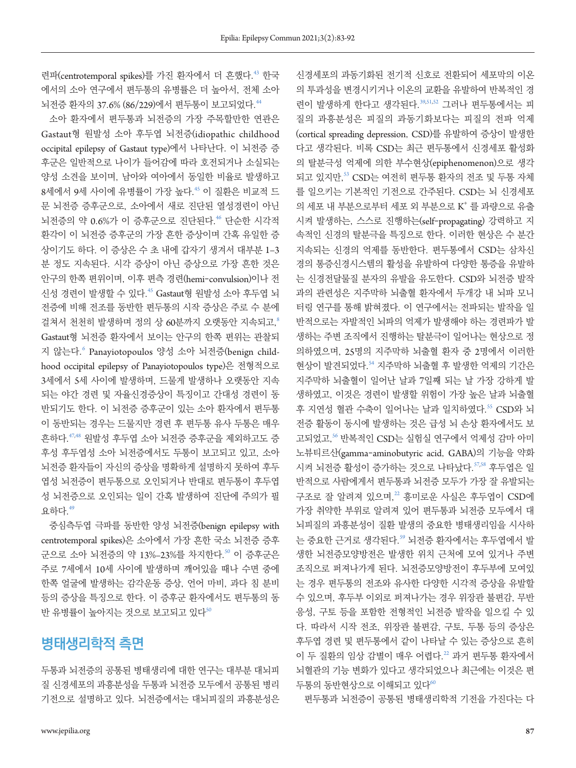련파(centrotemporal spikes)를 가진 환자에서 더 흔했다.[43] 한국에서의 소아 연구에서 편두통의 유병률은 더 높아서, 전체 소아 뇌전증 환자의 37.6% (86/229)에서 편두통이 보고되었다.[44]

소아 환자에서 편두통과 뇌전증의 가장 주목할만한 연관은 Gastaut형 원발성 소아 후두엽 뇌전증(idiopathic childhood occipital epilepsy of Gastaut type)에서 나타난다. 이 뇌전증 증후군은 일반적으로 나이가 들어감에 따라 호전되거나 소실되는 양성 소견을 보이며, 남아와 여아에서 동일한 비율로 발생하고 8세에서 9세 사이에 유병률이 가장 높다.[45] 이 질환은 비교적 드문 뇌전증 증후군으로, 소아에서 새로 진단된 열성경련이 아닌 뇌전증의 약 0.6%가 이 증후군으로 진단된다.[46] 단순한 시각적 환각이 이 뇌전증 증후군의 가장 흔한 증상이며 간혹 유일한 증상이기도 하다. 이 증상은 수 초 내에 갑자기 생겨서 대부분 1–3분 정도 지속된다. 시각 증상이 아닌 증상으로 가장 흔한 것은 안구의 한쪽 편위이며, 이후 편측 경련(hemi-convulsion)이나 전신성 경련이 발생할 수 있다.[45] Gastaut형 원발성 소아 후두엽 뇌전증에 비해 전조를 동반한 편두통의 시작 증상은 주로 수 분에 걸쳐서 천천히 발생하며 정의 상 60분까지 오랫동안 지속되고,[8] Gastaut형 뇌전증 환자에서 보이는 안구의 한쪽 편위는 관찰되지 않는다.[6] Panayiotopoulos 양성 소아 뇌전증(benign childhood occipital epilepsy of Panayiotopoulos type)은 전형적으로 3세에서 5세 사이에 발생하며, 드물게 발생하나 오랫동안 지속되는 야간 경련 및 자율신경증상이 특징이고 간대성 경련이 동반되기도 한다. 이 뇌전증 증후군이 있는 소아 환자에서 편두통이 동반되는 경우는 드물지만 경련 후 편두통 유사 두통은 매우 흔하다.[47,48] 원발성 후두엽 소아 뇌전증 증후군을 제외하고도 증후성 후두엽성 소아 뇌전증에서도 두통이 보고되고 있고, 소아 뇌전증 환자들이 자신의 증상을 명확하게 설명하지 못하여 후두엽성 뇌전증이 편두통으로 오인되거나 반대로 편두통이 후두엽성 뇌전증으로 오인되는 일이 간혹 발생하여 진단에 주의가 필요하다.[49]

중심측두엽 극파를 동반한 양성 뇌전증(benign epilepsy with centrotemporal spikes)은 소아에서 가장 흔한 국소 뇌전증 증후군으로 소아 뇌전증의 약 13%–23%를 차지한다.[50] 이 증후군은 주로 7세에서 10세 사이에 발생하며 깨어있을 때나 수면 중에 한쪽 얼굴에 발생하는 감각운동 증상, 언어 마비, 과다 침 분비 등의 증상을 특징으로 한다. 이 증후군 환자에서도 편두통의 동반 유병률이 높아지는 것으로 보고되고 있다[50]

## 병태생리학적 측면

두통과 뇌전증의 공통된 병태생리에 대한 연구는 대부분 대뇌피질 신경세포의 과흥분성을 두통과 뇌전증 모두에서 공통된 병리기전으로 설명하고 있다. 뇌전증에서는 대뇌피질의 과흥분성은 신경세포의 과동기화된 전기적 신호로 전환되어 세포막의 이온의 투과성을 변경시키거나 이온의 교환을 유발하여 반복적인 경련이 발생하게 한다고 생각된다.[39,51,52] 그러나 편두통에서는 피질의 과흥분성은 피질의 과동기화보다는 피질의 전파 억제(cortical spreading depression, CSD)를 유발하여 증상이 발생한다고 생각된다. 비록 CSD는 최근 편두통에서 신경세포 활성화의 탈분극성 억제에 의한 부수현상(epiphenomenon)으로 생각되고 있지만,[53] CSD는 여전히 편두통 환자의 전조 및 두통 자체를 일으키는 기본적인 기전으로 간주된다. CSD는 뇌 신경세포의 세포 내 부분으로부터 세포 외 부분으로 $K^+$ 를 과량으로 유출시켜 발생하는, 스스로 진행하는(self-propagating) 강력하고 지속적인 신경의 탈분극을 특징으로 한다. 이러한 현상은 수 분간 지속되는 신경의 억제를 동반한다. 편두통에서 CSD는 삼차신경의 통증신경시스템의 활성을 유발하여 다양한 통증을 유발하는 신경전달물질 분자의 유발을 유도한다. CSD와 뇌전증 발작과의 관련성은 지주막하 뇌출혈 환자에서 두개강 내 뇌파 모니터링 연구를 통해 밝혀졌다. 이 연구에서는 전파되는 발작을 일반적으로는 자발적인 뇌파의 억제가 발생해야 하는 경련파가 발생하는 주변 조직에서 진행하는 탈분극이 일어나는 현상으로 정의하였으며, 25명의 지주막하 뇌출혈 환자 중 2명에서 이러한 현상이 발견되었다.[54] 지주막하 뇌출혈 후 발생한 억제의 기간은 지주막하 뇌출혈이 일어난 날과 7일째 되는 날 가장 강하게 발생하였고, 이것은 경련이 발생할 위험이 가장 높은 날과 뇌출혈 후 지연성 혈관 수축이 일어나는 날과 일치하였다.[55] CSD와 뇌전증 활동이 동시에 발생하는 것은 급성 뇌 손상 환자에서도 보고되었고,[56] 반복적인 CSD는 실험실 연구에서 억제성 감마 아미노뷰티르산(gamma-aminobutyric acid, GABA)의 기능을 약화시켜 뇌전증 활성이 증가하는 것으로 나타났다.[57,58] 후두엽은 일반적으로 사람에게서 편두통과 뇌전증 모두가 가장 잘 유발되는 구조로 잘 알려져 있으며,[22] 흥미로운 사실은 후두엽이 CSD에 가장 취약한 부위로 알려져 있어 편두통과 뇌전증 모두에서 대뇌피질의 과흥분성이 질환 발생의 중요한 병태생리임을 시사하는 중요한 근거로 생각된다.[59] 뇌전증 환자에서는 후두엽에서 발생한 뇌전증모양방전은 발생한 위치 근처에 모여 있거나 주변 조직으로 퍼져나가게 된다. 뇌전증모양방전이 후두부에 모여있는 경우 편두통의 전조와 유사한 다양한 시각적 증상을 유발할 수 있으며, 후두부 이외로 퍼져나가는 경우 위장관 불편감, 무반응성, 구토 등을 포함한 전형적인 뇌전증 발작을 일으킬 수 있다. 따라서 시작 전조, 위장관 불편감, 구토, 두통 등의 증상은 후두엽 경련 및 편두통에서 같이 나타날 수 있는 증상으로 흔히 이 두 질환의 임상 감별이 매우 어렵다.[22] 과거 편두통 환자에서 뇌혈관의 기능 변화가 있다고 생각되었으나 최근에는 이것은 편두통의 동반현상으로 이해되고 있다[60]

편두통과 뇌전증이 공통된 병태생리학적 기전을 가진다는 다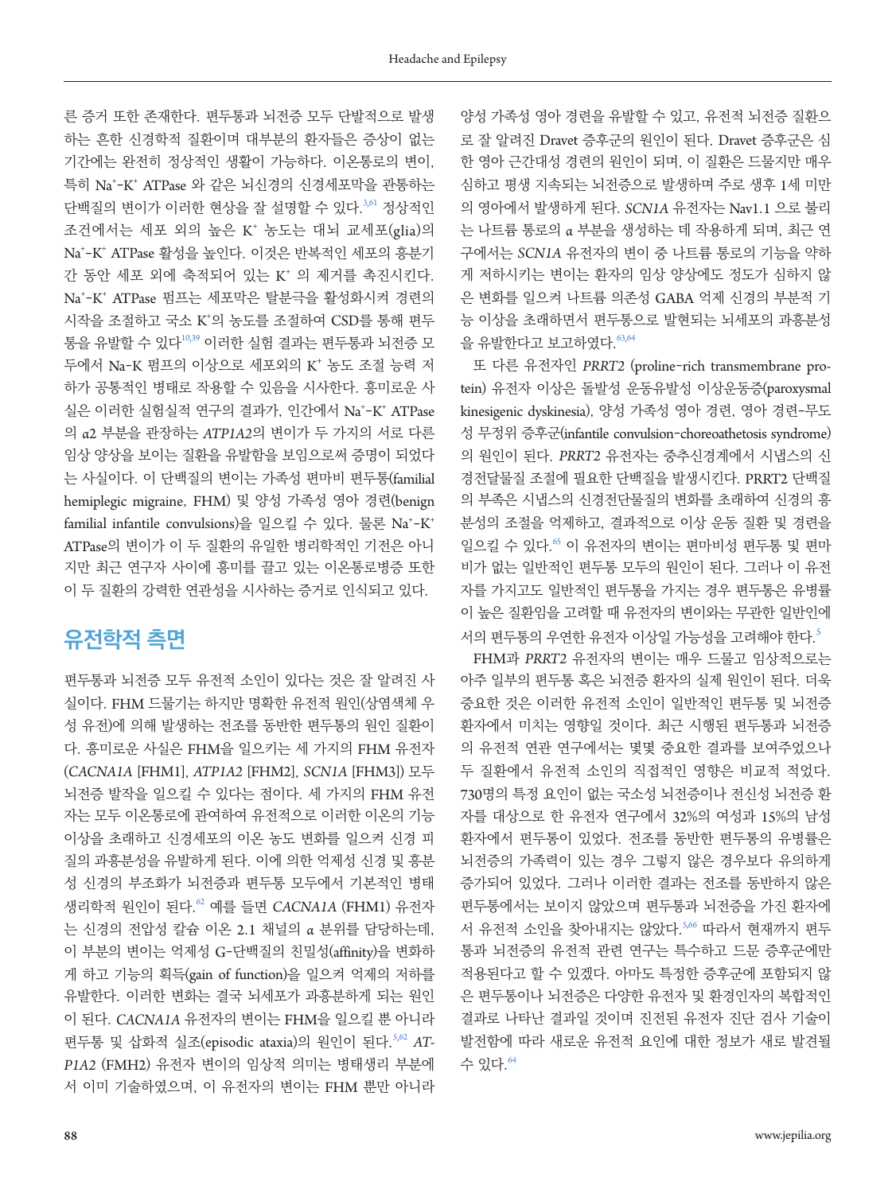른 증거 또한 존재한다. 편두통과 뇌전증 모두 단발적으로 발생하는 흔한 신경학적 질환이며 대부분의 환자들은 증상이 없는 기간에는 완전히 정상적인 생활이 가능하다. 이온통로의 변이, 특히 $Na^+$-$K^+$ ATPase 와 같은 뇌신경의 신경세포막을 관통하는 단백질의 변이가 이러한 현상을 잘 설명할 수 있다.[3,61] 정상적인 조건에서는 세포 외의 높은 $K^+$ 농도는 대뇌 교세포(glia)의 $Na^+$-$K^+$ ATPase 활성을 높인다. 이것은 반복적인 세포의 흥분기간 동안 세포 외에 축적되어 있는 $K^+$ 의 제거를 촉진시킨다. $Na^+$-$K^+$ ATPase 펌프는 세포막은 탈분극을 활성화시켜 경련의 시작을 조절하고 국소 $K^+$의 농도를 조절하여 CSD를 통해 편두통을 유발할 수 있다[10,39] 이러한 실험 결과는 편두통과 뇌전증 모두에서 Na-K 펌프의 이상으로 세포외의 $K^+$ 농도 조절 능력 저하가 공통적인 병태로 작용할 수 있음을 시사한다. 흥미로운 사실은 이러한 실험실적 연구의 결과가, 인간에서 $Na^+$-$K^+$ ATPase의 α2 부분을 관장하는 *ATP1A2*의 변이가 두 가지의 서로 다른 임상 양상을 보이는 질환을 유발함을 보임으로써 증명이 되었다는 사실이다. 이 단백질의 변이는 가족성 편마비 편두통(familial hemiplegic migraine, FHM) 및 양성 가족성 영아 경련(benign familial infantile convulsions)을 일으킬 수 있다. 물론 $Na^+$-$K^+$ ATPase의 변이가 이 두 질환의 유일한 병리학적인 기전은 아니지만 최근 연구자 사이에 흥미를 끌고 있는 이온통로병증 또한 이 두 질환의 강력한 연관성을 시사하는 증거로 인식되고 있다.

## 유전학적 측면

편두통과 뇌전증 모두 유전적 소인이 있다는 것은 잘 알려진 사실이다. FHM 드물기는 하지만 명확한 유전적 원인(상염색체 우성 유전)에 의해 발생하는 전조를 동반한 편두통의 원인 질환이다. 흥미로운 사실은 FHM을 일으키는 세 가지의 FHM 유전자(*CACNA1A* [FHM1], *ATP1A2* [FHM2], *SCN1A* [FHM3]) 모두 뇌전증 발작을 일으킬 수 있다는 점이다. 세 가지의 FHM 유전자는 모두 이온통로에 관여하여 유전적으로 이러한 이온의 기능 이상을 초래하고 신경세포의 이온 농도 변화를 일으켜 신경 피질의 과흥분성을 유발하게 된다. 이에 의한 억제성 신경 및 흥분성 신경의 부조화가 뇌전증과 편두통 모두에서 기본적인 병태생리학적 원인이 된다.[62] 예를 들면 *CACNA1A* (FHM1) 유전자는 신경의 전압성 칼슘 이온 2.1 채널의 α 분위를 담당하는데, 이 부분의 변이는 억제성 G-단백질의 친밀성(affinity)을 변화하게 하고 기능의 획득(gain of function)을 일으켜 억제의 저하를 유발한다. 이러한 변화는 결국 뇌세포가 과흥분하게 되는 원인이 된다. *CACNA1A* 유전자의 변이는 FHM을 일으킬 뿐 아니라 편두통 및 삽화적 실조(episodic ataxia)의 원인이 된다.[5,62] *ATP1A2* (FMH2) 유전자 변이의 임상적 의미는 병태생리 부분에서 이미 기술하였으며, 이 유전자의 변이는 FHM 뿐만 아니라 양성 가족성 영아 경련을 유발할 수 있고, 유전적 뇌전증 질환으로 잘 알려진 Dravet 증후군의 원인이 된다. Dravet 증후군은 심한 영아 근간대성 경련의 원인이 되며, 이 질환은 드물지만 매우 심하고 평생 지속되는 뇌전증으로 발생하며 주로 생후 1세 미만의 영아에서 발생하게 된다. *SCN1A* 유전자는 Nav1.1 으로 불리는 나트륨 통로의 α 부분을 생성하는 데 작용하게 되며, 최근 연구에서는 *SCN1A* 유전자의 변이 중 나트륨 통로의 기능을 약하게 저하시키는 변이는 환자의 임상 양상에도 정도가 심하지 않은 변화를 일으켜 나트륨 의존성 GABA 억제 신경의 부분적 기능 이상을 초래하면서 편두통으로 발현되는 뇌세포의 과흥분성을 유발한다고 보고하였다.[63,64]

또 다른 유전자인 *PRRT2* (proline-rich transmembrane protein) 유전자 이상은 돌발성 운동유발성 이상운동증(paroxysmal kinesigenic dyskinesia), 양성 가족성 영아 경련, 영아 경련-무도성 무정위 증후군(infantile convulsion-choreoathetosis syndrome)의 원인이 된다. *PRRT2* 유전자는 중추신경계에서 시냅스의 신경전달물질 조절에 필요한 단백질을 발생시킨다. PRRT2 단백질의 부족은 시냅스의 신경전단물질의 변화를 초래하여 신경의 흥분성의 조절을 억제하고, 결과적으로 이상 운동 질환 및 경련을 일으킬 수 있다.[65] 이 유전자의 변이는 편마비성 편두통 및 편마비가 없는 일반적인 편두통 모두의 원인이 된다. 그러나 이 유전자를 가지고도 일반적인 편두통을 가지는 경우 편두통은 유병률이 높은 질환임을 고려할 때 유전자의 변이와는 무관한 일반인에서의 편두통의 우연한 유전자 이상일 가능성을 고려해야 한다.[5]

FHM과 *PRRT2* 유전자의 변이는 매우 드물고 임상적으로는 아주 일부의 편두통 혹은 뇌전증 환자의 실제 원인이 된다. 더욱 중요한 것은 이러한 유전적 소인이 일반적인 편두통 및 뇌전증 환자에서 미치는 영향일 것이다. 최근 시행된 편두통과 뇌전증의 유전적 연관 연구에서는 몇몇 중요한 결과를 보여주었으나 두 질환에서 유전적 소인의 직접적인 영향은 비교적 적었다. 730명의 특정 요인이 없는 국소성 뇌전증이나 전신성 뇌전증 환자를 대상으로 한 유전자 연구에서 32%의 여성과 15%의 남성 환자에서 편두통이 있었다. 전조를 동반한 편두통의 유병률은 뇌전증의 가족력이 있는 경우 그렇지 않은 경우보다 유의하게 증가되어 있었다. 그러나 이러한 결과는 전조를 동반하지 않은 편두통에서는 보이지 않았으며 편두통과 뇌전증을 가진 환자에서 유전적 소인을 찾아내지는 않았다.[5,66] 따라서 현재까지 편두통과 뇌전증의 유전적 관련 연구는 특수하고 드문 증후군에만 적용된다고 할 수 있겠다. 아마도 특정한 증후군에 포함되지 않은 편두통이나 뇌전증은 다양한 유전자 및 환경인자의 복합적인 결과로 나타난 결과일 것이며 진전된 유전자 진단 검사 기술이 발전함에 따라 새로운 유전적 요인에 대한 정보가 새로 발견될 수 있다.[64]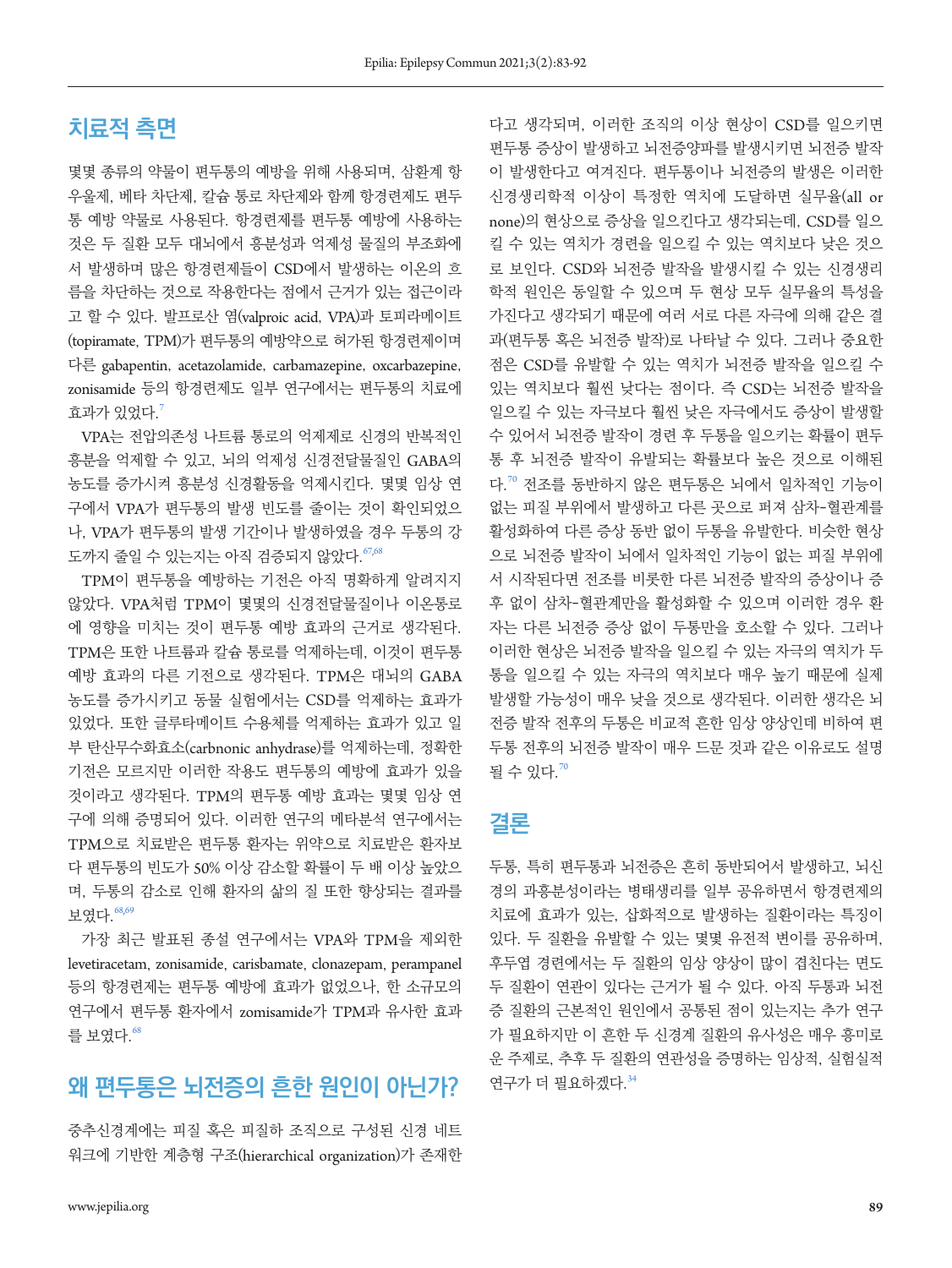## 치료적 측면

몇몇 종류의 약물이 편두통의 예방을 위해 사용되며, 삼환계 항우울제, 베타 차단제, 칼슘 통로 차단제와 함께 항경련제도 편두통 예방 약물로 사용된다. 항경련제를 편두통 예방에 사용하는 것은 두 질환 모두 대뇌에서 흥분성과 억제성 물질의 부조화에서 발생하며 많은 항경련제들이 CSD에서 발생하는 이온의 흐름을 차단하는 것으로 작용한다는 점에서 근거가 있는 접근이라고 할 수 있다. 발프로산 염(valproic acid, VPA)과 토피라메이트(topiramate, TPM)가 편두통의 예방약으로 허가된 항경련제이며 다른 gabapentin, acetazolamide, carbamazepine, oxcarbazepine, zonisamide 등의 항경련제도 일부 연구에서는 편두통의 치료에 효과가 있었다.[7]

VPA는 전압의존성 나트륨 통로의 억제제로 신경의 반복적인 흥분을 억제할 수 있고, 뇌의 억제성 신경전달물질인 GABA의 농도를 증가시켜 흥분성 신경활동을 억제시킨다. 몇몇 임상 연구에서 VPA가 편두통의 발생 빈도를 줄이는 것이 확인되었으나, VPA가 편두통의 발생 기간이나 발생하였을 경우 두통의 강도까지 줄일 수 있는지는 아직 검증되지 않았다.[67,68]

TPM이 편두통을 예방하는 기전은 아직 명확하게 알려지지 않았다. VPA처럼 TPM이 몇몇의 신경전달물질이나 이온통로에 영향을 미치는 것이 편두통 예방 효과의 근거로 생각된다. TPM은 또한 나트륨과 칼슘 통로를 억제하는데, 이것이 편두통 예방 효과의 다른 기전으로 생각된다. TPM은 대뇌의 GABA 농도를 증가시키고 동물 실험에서는 CSD를 억제하는 효과가 있었다. 또한 글루타메이트 수용체를 억제하는 효과가 있고 일부 탄산무수화효소(carbnonic anhydrase)를 억제하는데, 정확한 기전은 모르지만 이러한 작용도 편두통의 예방에 효과가 있을 것이라고 생각된다. TPM의 편두통 예방 효과는 몇몇 임상 연구에 의해 증명되어 있다. 이러한 연구의 메타분석 연구에서는 TPM으로 치료받은 편두통 환자는 위약으로 치료받은 환자보다 편두통의 빈도가 50% 이상 감소할 확률이 두 배 이상 높았으며, 두통의 감소로 인해 환자의 삶의 질 또한 향상되는 결과를 보였다.[68,69]

가장 최근 발표된 종설 연구에서는 VPA와 TPM을 제외한 levetiracetam, zonisamide, carisbamate, clonazepam, perampanel 등의 항경련제는 편두통 예방에 효과가 없었으나, 한 소규모의 연구에서 편두통 환자에서 zomisamide가 TPM과 유사한 효과를 보였다.[68]

## 왜 편두통은 뇌전증의 흔한 원인이 아닌가?

중추신경계에는 피질 혹은 피질하 조직으로 구성된 신경 네트워크에 기반한 계층형 구조(hierarchical organization)가 존재한다고 생각되며, 이러한 조직의 이상 현상이 CSD를 일으키면 편두통 증상이 발생하고 뇌전증양파를 발생시키면 뇌전증 발작이 발생한다고 여겨진다. 편두통이나 뇌전증의 발생은 이러한 신경생리학적 이상이 특정한 역치에 도달하면 실무율(all or none)의 현상으로 증상을 일으킨다고 생각되는데, CSD를 일으킬 수 있는 역치가 경련을 일으킬 수 있는 역치보다 낮은 것으로 보인다. CSD와 뇌전증 발작을 발생시킬 수 있는 신경생리학적 원인은 동일할 수 있으며 두 현상 모두 실무율의 특성을 가진다고 생각되기 때문에 여러 서로 다른 자극에 의해 같은 결과(편두통 혹은 뇌전증 발작)로 나타날 수 있다. 그러나 중요한 점은 CSD를 유발할 수 있는 역치가 뇌전증 발작을 일으킬 수 있는 역치보다 훨씬 낮다는 점이다. 즉 CSD는 뇌전증 발작을 일으킬 수 있는 자극보다 훨씬 낮은 자극에서도 증상이 발생할 수 있어서 뇌전증 발작이 경련 후 두통을 일으키는 확률이 편두통 후 뇌전증 발작이 유발되는 확률보다 높은 것으로 이해된다.[70] 전조를 동반하지 않은 편두통은 뇌에서 일차적인 기능이 없는 피질 부위에서 발생하고 다른 곳으로 퍼져 삼차-혈관계를 활성화하여 다른 증상 동반 없이 두통을 유발한다. 비슷한 현상으로 뇌전증 발작이 뇌에서 일차적인 기능이 없는 피질 부위에서 시작된다면 전조를 비롯한 다른 뇌전증 발작의 증상이나 증후 없이 삼차-혈관계만을 활성화할 수 있으며 이러한 경우 환자는 다른 뇌전증 증상 없이 두통만을 호소할 수 있다. 그러나 이러한 현상은 뇌전증 발작을 일으킬 수 있는 자극의 역치가 두통을 일으킬 수 있는 자극의 역치보다 매우 높기 때문에 실제 발생할 가능성이 매우 낮을 것으로 생각된다. 이러한 생각은 뇌전증 발작 전후의 두통은 비교적 흔한 임상 양상인데 비하여 편두통 전후의 뇌전증 발작이 매우 드문 것과 같은 이유로도 설명될 수 있다.[70]

## 결론

두통, 특히 편두통과 뇌전증은 흔히 동반되어서 발생하고, 뇌신경의 과흥분성이라는 병태생리를 일부 공유하면서 항경련제의 치료에 효과가 있는, 삽화적으로 발생하는 질환이라는 특징이 있다. 두 질환을 유발할 수 있는 몇몇 유전적 변이를 공유하며, 후두엽 경련에서는 두 질환의 임상 양상이 많이 겹친다는 면도 두 질환이 연관이 있다는 근거가 될 수 있다. 아직 두통과 뇌전증 질환의 근본적인 원인에서 공통된 점이 있는지는 추가 연구가 필요하지만 이 흔한 두 신경계 질환의 유사성은 매우 흥미로운 주제로, 추후 두 질환의 연관성을 증명하는 임상적, 실험실적 연구가 더 필요하겠다.[34]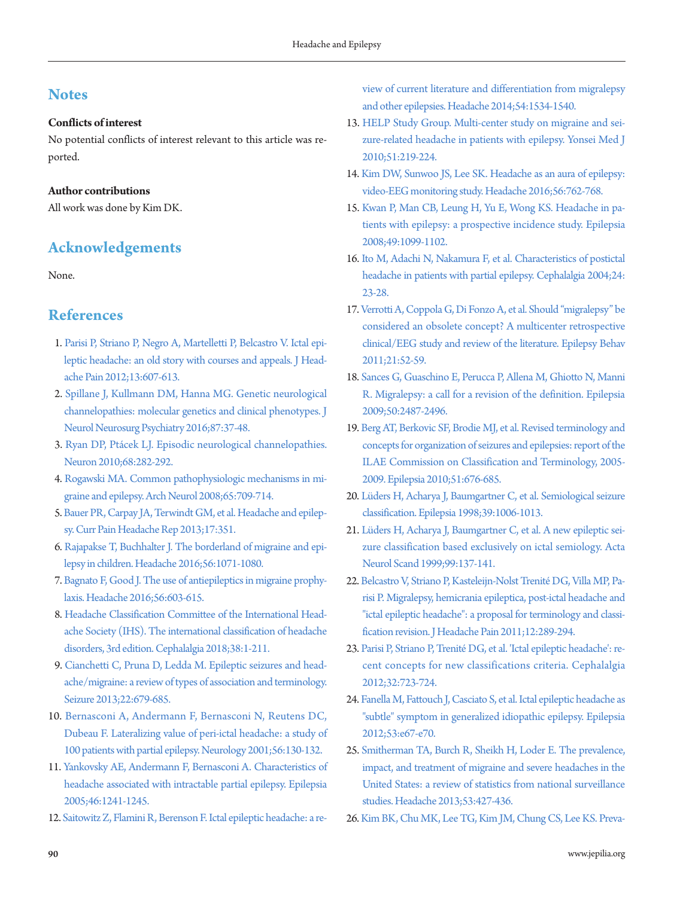## Notes

### Conflicts of interest

No potential conflicts of interest relevant to this article was reported.

### Author contributions

All work was done by Kim DK.

## Acknowledgements

None.

## References

1. Parisi P, Striano P, Negro A, Martelletti P, Belcastro V. Ictal epileptic headache: an old story with courses and appeals. J Headache Pain 2012;13:607-613.
2. Spillane J, Kullmann DM, Hanna MG. Genetic neurological channelopathies: molecular genetics and clinical phenotypes. J Neurol Neurosurg Psychiatry 2016;87:37-48.
3. Ryan DP, Ptácek LJ. Episodic neurological channelopathies. Neuron 2010;68:282-292.
4. Rogawski MA. Common pathophysiologic mechanisms in migraine and epilepsy. Arch Neurol 2008;65:709-714.
5. Bauer PR, Carpay JA, Terwindt GM, et al. Headache and epilepsy. Curr Pain Headache Rep 2013;17:351.
6. Rajapakse T, Buchhalter J. The borderland of migraine and epilepsy in children. Headache 2016;56:1071-1080.
7. Bagnato F, Good J. The use of antiepileptics in migraine prophylaxis. Headache 2016;56:603-615.
8. Headache Classification Committee of the International Headache Society (IHS). The international classification of headache disorders, 3rd edition. Cephalalgia 2018;38:1-211.
9. Cianchetti C, Pruna D, Ledda M. Epileptic seizures and headache/migraine: a review of types of association and terminology. Seizure 2013;22:679-685.
10. Bernasconi A, Andermann F, Bernasconi N, Reutens DC, Dubeau F. Lateralizing value of peri-ictal headache: a study of 100 patients with partial epilepsy. Neurology 2001;56:130-132.
11. Yankovsky AE, Andermann F, Bernasconi A. Characteristics of headache associated with intractable partial epilepsy. Epilepsia 2005;46:1241-1245.
12. Saitowitz Z, Flamini R, Berenson F. Ictal epileptic headache: a review of current literature and differentiation from migralepsy and other epilepsies. Headache 2014;54:1534-1540.
13. HELP Study Group. Multi-center study on migraine and seizure-related headache in patients with epilepsy. Yonsei Med J 2010;51:219-224.
14. Kim DW, Sunwoo JS, Lee SK. Headache as an aura of epilepsy: video-EEG monitoring study. Headache 2016;56:762-768.
15. Kwan P, Man CB, Leung H, Yu E, Wong KS. Headache in patients with epilepsy: a prospective incidence study. Epilepsia 2008;49:1099-1102.
16. Ito M, Adachi N, Nakamura F, et al. Characteristics of postictal headache in patients with partial epilepsy. Cephalalgia 2004;24:23-28.
17. Verrotti A, Coppola G, Di Fonzo A, et al. Should "migralepsy" be considered an obsolete concept? A multicenter retrospective clinical/EEG study and review of the literature. Epilepsy Behav 2011;21:52-59.
18. Sances G, Guaschino E, Perucca P, Allena M, Ghiotto N, Manni R. Migralepsy: a call for a revision of the definition. Epilepsia 2009;50:2487-2496.
19. Berg AT, Berkovic SF, Brodie MJ, et al. Revised terminology and concepts for organization of seizures and epilepsies: report of the ILAE Commission on Classification and Terminology, 2005-2009. Epilepsia 2010;51:676-685.
20. Lüders H, Acharya J, Baumgartner C, et al. Semiological seizure classification. Epilepsia 1998;39:1006-1013.
21. Lüders H, Acharya J, Baumgartner C, et al. A new epileptic seizure classification based exclusively on ictal semiology. Acta Neurol Scand 1999;99:137-141.
22. Belcastro V, Striano P, Kasteleijn-Nolst Trenité DG, Villa MP, Parisi P. Migralepsy, hemicrania epileptica, post-ictal headache and "ictal epileptic headache": a proposal for terminology and classification revision. J Headache Pain 2011;12:289-294.
23. Parisi P, Striano P, Trenité DG, et al. 'Ictal epileptic headache': recent concepts for new classifications criteria. Cephalalgia 2012;32:723-724.
24. Fanella M, Fattouch J, Casciato S, et al. Ictal epileptic headache as "subtle" symptom in generalized idiopathic epilepsy. Epilepsia 2012;53:e67-e70.
25. Smitherman TA, Burch R, Sheikh H, Loder E. The prevalence, impact, and treatment of migraine and severe headaches in the United States: a review of statistics from national surveillance studies. Headache 2013;53:427-436.
26. Kim BK, Chu MK, Lee TG, Kim JM, Chung CS, Lee KS. Preva-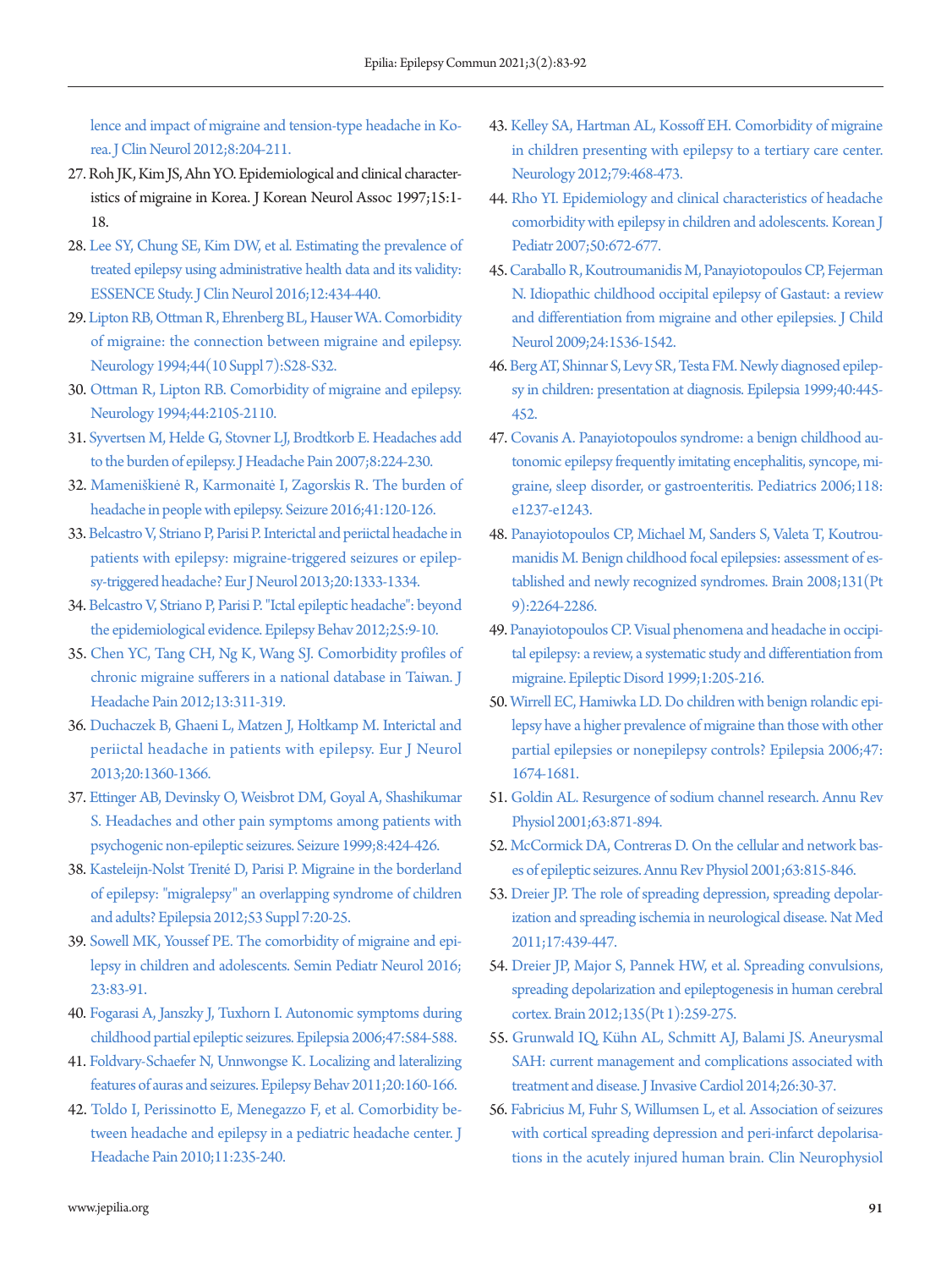lence and impact of migraine and tension-type headache in Korea. J Clin Neurol 2012;8:204-211.

27. Roh JK, Kim JS, Ahn YO. Epidemiological and clinical characteristics of migraine in Korea. J Korean Neurol Assoc 1997;15:1-18.
28. Lee SY, Chung SE, Kim DW, et al. Estimating the prevalence of treated epilepsy using administrative health data and its validity: ESSENCE Study. J Clin Neurol 2016;12:434-440.
29. Lipton RB, Ottman R, Ehrenberg BL, Hauser WA. Comorbidity of migraine: the connection between migraine and epilepsy. Neurology 1994;44(10 Suppl 7):S28-S32.
30. Ottman R, Lipton RB. Comorbidity of migraine and epilepsy. Neurology 1994;44:2105-2110.
31. Syvertsen M, Helde G, Stovner LJ, Brodtkorb E. Headaches add to the burden of epilepsy. J Headache Pain 2007;8:224-230.
32. Mameniškienė R, Karmonaitė I, Zagorskis R. The burden of headache in people with epilepsy. Seizure 2016;41:120-126.
33. Belcastro V, Striano P, Parisi P. Interictal and periictal headache in patients with epilepsy: migraine-triggered seizures or epilepsy-triggered headache? Eur J Neurol 2013;20:1333-1334.
34. Belcastro V, Striano P, Parisi P. "Ictal epileptic headache": beyond the epidemiological evidence. Epilepsy Behav 2012;25:9-10.
35. Chen YC, Tang CH, Ng K, Wang SJ. Comorbidity profiles of chronic migraine sufferers in a national database in Taiwan. J Headache Pain 2012;13:311-319.
36. Duchaczek B, Ghaeni L, Matzen J, Holtkamp M. Interictal and periictal headache in patients with epilepsy. Eur J Neurol 2013;20:1360-1366.
37. Ettinger AB, Devinsky O, Weisbrot DM, Goyal A, Shashikumar S. Headaches and other pain symptoms among patients with psychogenic non-epileptic seizures. Seizure 1999;8:424-426.
38. Kasteleijn-Nolst Trenité D, Parisi P. Migraine in the borderland of epilepsy: "migralepsy" an overlapping syndrome of children and adults? Epilepsia 2012;53 Suppl 7:20-25.
39. Sowell MK, Youssef PE. The comorbidity of migraine and epilepsy in children and adolescents. Semin Pediatr Neurol 2016;23:83-91.
40. Fogarasi A, Janszky J, Tuxhorn I. Autonomic symptoms during childhood partial epileptic seizures. Epilepsia 2006;47:584-588.
41. Foldvary-Schaefer N, Unnwongse K. Localizing and lateralizing features of auras and seizures. Epilepsy Behav 2011;20:160-166.
42. Toldo I, Perissinotto E, Menegazzo F, et al. Comorbidity between headache and epilepsy in a pediatric headache center. J Headache Pain 2010;11:235-240.
43. Kelley SA, Hartman AL, Kossoff EH. Comorbidity of migraine in children presenting with epilepsy to a tertiary care center. Neurology 2012;79:468-473.
44. Rho YI. Epidemiology and clinical characteristics of headache comorbidity with epilepsy in children and adolescents. Korean J Pediatr 2007;50:672-677.
45. Caraballo R, Koutroumanidis M, Panayiotopoulos CP, Fejerman N. Idiopathic childhood occipital epilepsy of Gastaut: a review and differentiation from migraine and other epilepsies. J Child Neurol 2009;24:1536-1542.
46. Berg AT, Shinnar S, Levy SR, Testa FM. Newly diagnosed epilepsy in children: presentation at diagnosis. Epilepsia 1999;40:445-452.
47. Covanis A. Panayiotopoulos syndrome: a benign childhood autonomic epilepsy frequently imitating encephalitis, syncope, migraine, sleep disorder, or gastroenteritis. Pediatrics 2006;118:e1237-e1243.
48. Panayiotopoulos CP, Michael M, Sanders S, Valeta T, Koutroumanidis M. Benign childhood focal epilepsies: assessment of established and newly recognized syndromes. Brain 2008;131(Pt 9):2264-2286.
49. Panayiotopoulos CP. Visual phenomena and headache in occipital epilepsy: a review, a systematic study and differentiation from migraine. Epileptic Disord 1999;1:205-216.
50. Wirrell EC, Hamiwka LD. Do children with benign rolandic epilepsy have a higher prevalence of migraine than those with other partial epilepsies or nonepilepsy controls? Epilepsia 2006;47:1674-1681.
51. Goldin AL. Resurgence of sodium channel research. Annu Rev Physiol 2001;63:871-894.
52. McCormick DA, Contreras D. On the cellular and network bases of epileptic seizures. Annu Rev Physiol 2001;63:815-846.
53. Dreier JP. The role of spreading depression, spreading depolarization and spreading ischemia in neurological disease. Nat Med 2011;17:439-447.
54. Dreier JP, Major S, Pannek HW, et al. Spreading convulsions, spreading depolarization and epileptogenesis in human cerebral cortex. Brain 2012;135(Pt 1):259-275.
55. Grunwald IQ, Kühn AL, Schmitt AJ, Balami JS. Aneurysmal SAH: current management and complications associated with treatment and disease. J Invasive Cardiol 2014;26:30-37.
56. Fabricius M, Fuhr S, Willumsen L, et al. Association of seizures with cortical spreading depression and peri-infarct depolarisations in the acutely injured human brain. Clin Neurophysiol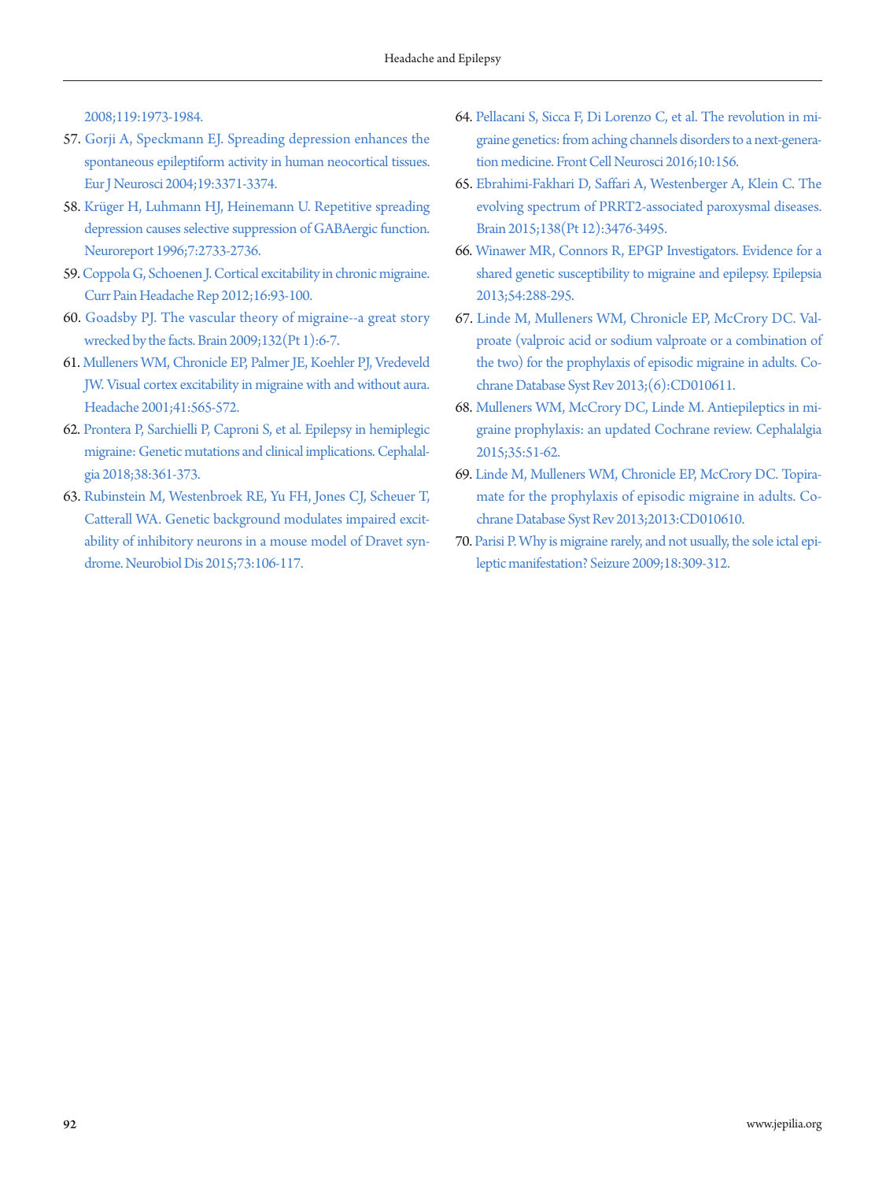2008;119:1973-1984.

57. Gorji A, Speckmann EJ. Spreading depression enhances the spontaneous epileptiform activity in human neocortical tissues. Eur J Neurosci 2004;19:3371-3374.
58. Krüger H, Luhmann HJ, Heinemann U. Repetitive spreading depression causes selective suppression of GABAergic function. Neuroreport 1996;7:2733-2736.
59. Coppola G, Schoenen J. Cortical excitability in chronic migraine. Curr Pain Headache Rep 2012;16:93-100.
60. Goadsby PJ. The vascular theory of migraine--a great story wrecked by the facts. Brain 2009;132(Pt 1):6-7.
61. Mulleners WM, Chronicle EP, Palmer JE, Koehler PJ, Vredeveld JW. Visual cortex excitability in migraine with and without aura. Headache 2001;41:565-572.
62. Prontera P, Sarchielli P, Caproni S, et al. Epilepsy in hemiplegic migraine: Genetic mutations and clinical implications. Cephalalgia 2018;38:361-373.
63. Rubinstein M, Westenbroek RE, Yu FH, Jones CJ, Scheuer T, Catterall WA. Genetic background modulates impaired excitability of inhibitory neurons in a mouse model of Dravet syndrome. Neurobiol Dis 2015;73:106-117.
64. Pellacani S, Sicca F, Di Lorenzo C, et al. The revolution in migraine genetics: from aching channels disorders to a next-generation medicine. Front Cell Neurosci 2016;10:156.
65. Ebrahimi-Fakhari D, Saffari A, Westenberger A, Klein C. The evolving spectrum of PRRT2-associated paroxysmal diseases. Brain 2015;138(Pt 12):3476-3495.
66. Winawer MR, Connors R, EPGP Investigators. Evidence for a shared genetic susceptibility to migraine and epilepsy. Epilepsia 2013;54:288-295.
67. Linde M, Mulleners WM, Chronicle EP, McCrory DC. Valproate (valproic acid or sodium valproate or a combination of the two) for the prophylaxis of episodic migraine in adults. Cochrane Database Syst Rev 2013;(6):CD010611.
68. Mulleners WM, McCrory DC, Linde M. Antiepileptics in migraine prophylaxis: an updated Cochrane review. Cephalalgia 2015;35:51-62.
69. Linde M, Mulleners WM, Chronicle EP, McCrory DC. Topiramate for the prophylaxis of episodic migraine in adults. Cochrane Database Syst Rev 2013;2013:CD010610.
70. Parisi P. Why is migraine rarely, and not usually, the sole ictal epileptic manifestation? Seizure 2009;18:309-312.